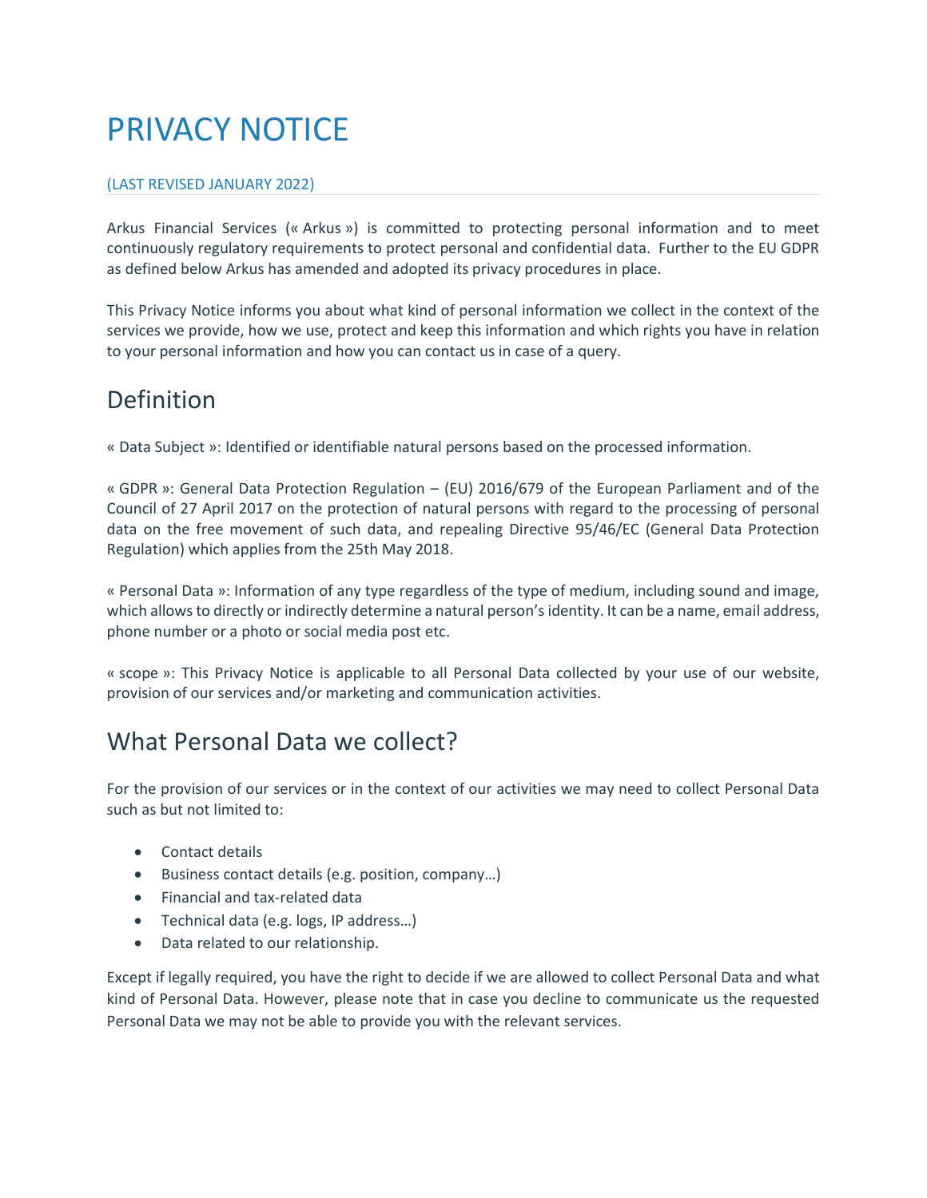# PRIVACY NOTICE

(LAST REVISED JANUARY 2022)

Arkus Financial Services (« Arkus ») is committed to protecting personal information and to meet continuously regulatory requirements to protect personal and confidential data. Further to the EU GDPR as defined below Arkus has amended and adopted its privacy procedures in place.

This Privacy Notice informs you about what kind of personal information we collect in the context of the services we provide, how we use, protect and keep this information and which rights you have in relation to your personal information and how you can contact us in case of a query.

## Definition

« Data Subject »: Identified or identifiable natural persons based on the processed information.

« GDPR »: General Data Protection Regulation – (EU) 2016/679 of the European Parliament and of the Council of 27 April 2017 on the protection of natural persons with regard to the processing of personal data on the free movement of such data, and repealing Directive 95/46/EC (General Data Protection Regulation) which applies from the 25th May 2018.

« Personal Data »: Information of any type regardless of the type of medium, including sound and image, which allows to directly or indirectly determine a natural person's identity. It can be a name, email address, phone number or a photo or social media post etc.

« scope »: This Privacy Notice is applicable to all Personal Data collected by your use of our website, provision of our services and/or marketing and communication activities.

## What Personal Data we collect?

For the provision of our services or in the context of our activities we may need to collect Personal Data such as but not limited to:

- Contact details
- Business contact details (e.g. position, company…)
- Financial and tax-related data
- Technical data (e.g. logs, IP address…)
- Data related to our relationship.

Except if legally required, you have the right to decide if we are allowed to collect Personal Data and what kind of Personal Data. However, please note that in case you decline to communicate us the requested Personal Data we may not be able to provide you with the relevant services.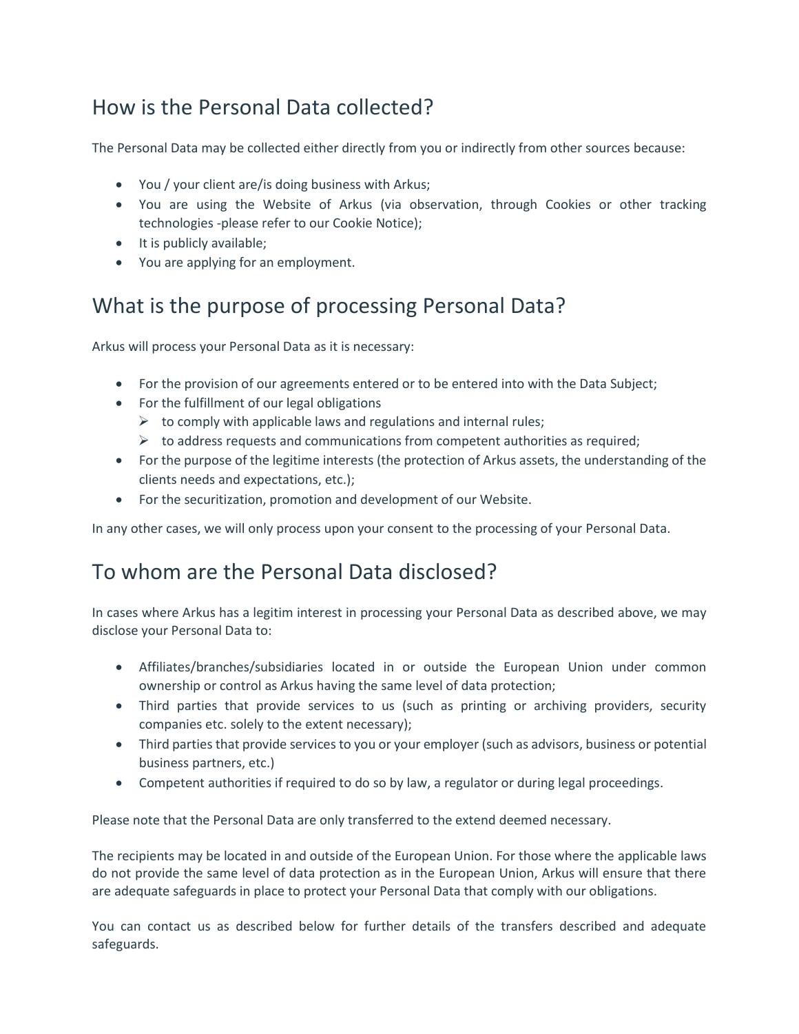## How is the Personal Data collected?

The Personal Data may be collected either directly from you or indirectly from other sources because:

- You / your client are/is doing business with Arkus;
- You are using the Website of Arkus (via observation, through Cookies or other tracking technologies -please refer to our Cookie Notice);
- It is publicly available;
- You are applying for an employment.

## What is the purpose of processing Personal Data?

Arkus will process your Personal Data as it is necessary:

- For the provision of our agreements entered or to be entered into with the Data Subject;
- For the fulfillment of our legal obligations
  - to comply with applicable laws and regulations and internal rules;
  - to address requests and communications from competent authorities as required;
- For the purpose of the legitime interests (the protection of Arkus assets, the understanding of the clients needs and expectations, etc.);
- For the securitization, promotion and development of our Website.

In any other cases, we will only process upon your consent to the processing of your Personal Data.

## To whom are the Personal Data disclosed?

In cases where Arkus has a legitim interest in processing your Personal Data as described above, we may disclose your Personal Data to:

- Affiliates/branches/subsidiaries located in or outside the European Union under common ownership or control as Arkus having the same level of data protection;
- Third parties that provide services to us (such as printing or archiving providers, security companies etc. solely to the extent necessary);
- Third parties that provide services to you or your employer (such as advisors, business or potential business partners, etc.)
- Competent authorities if required to do so by law, a regulator or during legal proceedings.

Please note that the Personal Data are only transferred to the extend deemed necessary.

The recipients may be located in and outside of the European Union. For those where the applicable laws do not provide the same level of data protection as in the European Union, Arkus will ensure that there are adequate safeguards in place to protect your Personal Data that comply with our obligations.

You can contact us as described below for further details of the transfers described and adequate safeguards.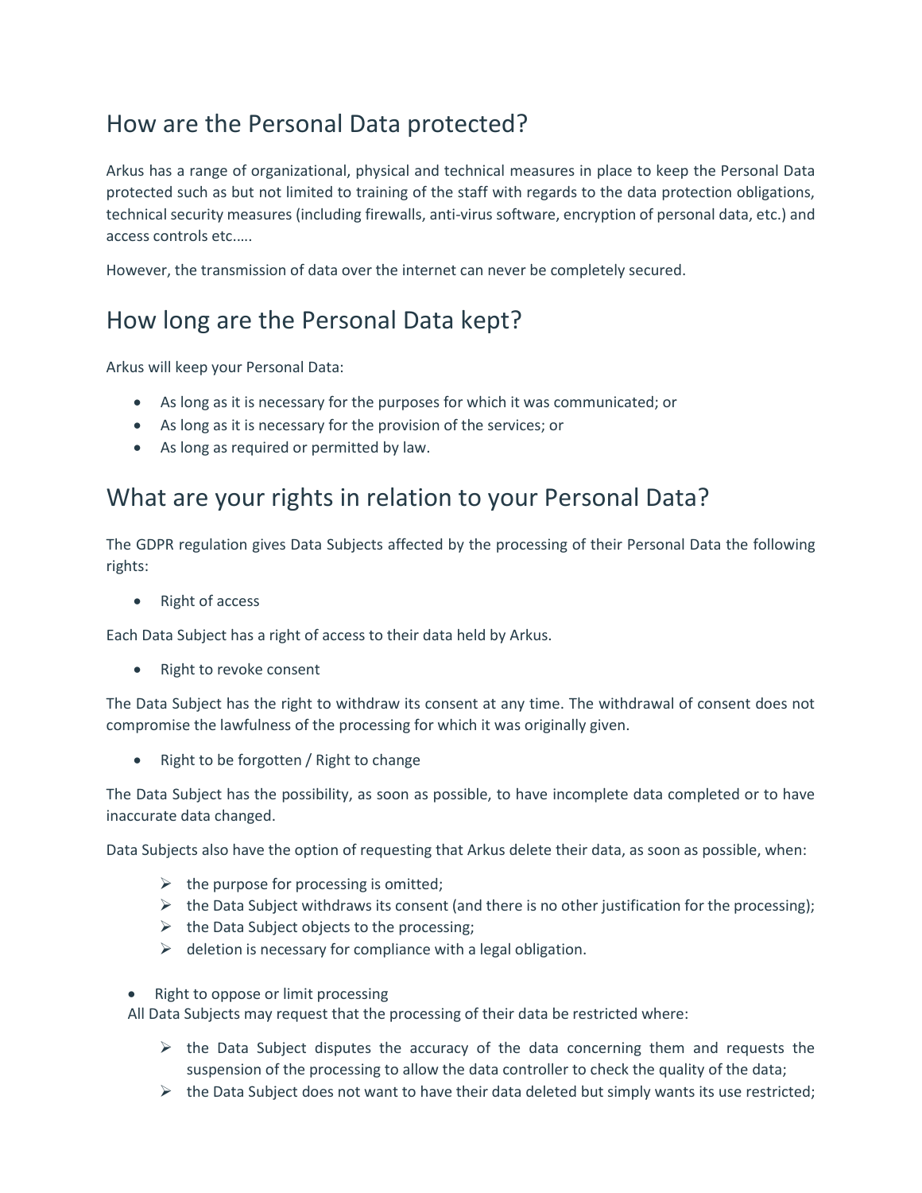## How are the Personal Data protected?

Arkus has a range of organizational, physical and technical measures in place to keep the Personal Data protected such as but not limited to training of the staff with regards to the data protection obligations, technical security measures (including firewalls, anti-virus software, encryption of personal data, etc.) and access controls etc.….

However, the transmission of data over the internet can never be completely secured.

## How long are the Personal Data kept?

Arkus will keep your Personal Data:

- As long as it is necessary for the purposes for which it was communicated; or
- As long as it is necessary for the provision of the services; or
- As long as required or permitted by law.

## What are your rights in relation to your Personal Data?

The GDPR regulation gives Data Subjects affected by the processing of their Personal Data the following rights:

- Right of access

Each Data Subject has a right of access to their data held by Arkus.

- Right to revoke consent

The Data Subject has the right to withdraw its consent at any time. The withdrawal of consent does not compromise the lawfulness of the processing for which it was originally given.

- Right to be forgotten / Right to change

The Data Subject has the possibility, as soon as possible, to have incomplete data completed or to have inaccurate data changed.

Data Subjects also have the option of requesting that Arkus delete their data, as soon as possible, when:

- the purpose for processing is omitted;
- the Data Subject withdraws its consent (and there is no other justification for the processing);
- the Data Subject objects to the processing;
- deletion is necessary for compliance with a legal obligation.

- Right to oppose or limit processing

All Data Subjects may request that the processing of their data be restricted where:

- the Data Subject disputes the accuracy of the data concerning them and requests the suspension of the processing to allow the data controller to check the quality of the data;
- the Data Subject does not want to have their data deleted but simply wants its use restricted;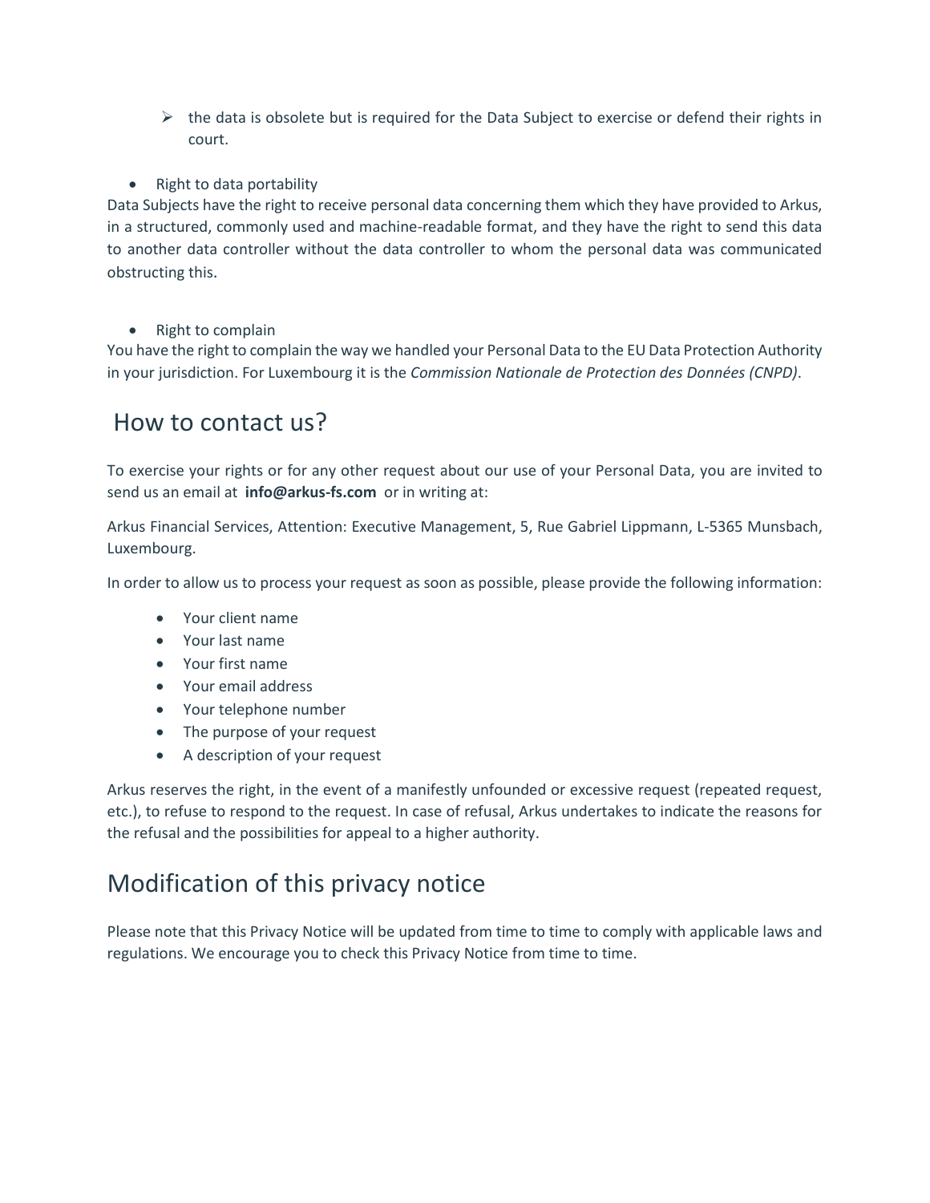- the data is obsolete but is required for the Data Subject to exercise or defend their rights in court.

- Right to data portability

Data Subjects have the right to receive personal data concerning them which they have provided to Arkus, in a structured, commonly used and machine-readable format, and they have the right to send this data to another data controller without the data controller to whom the personal data was communicated obstructing this.

- Right to complain

You have the right to complain the way we handled your Personal Data to the EU Data Protection Authority in your jurisdiction. For Luxembourg it is the *Commission Nationale de Protection des Données (CNPD)*.

## How to contact us?

To exercise your rights or for any other request about our use of your Personal Data, you are invited to send us an email at **info@arkus-fs.com** or in writing at:

Arkus Financial Services, Attention: Executive Management, 5, Rue Gabriel Lippmann, L-5365 Munsbach, Luxembourg.

In order to allow us to process your request as soon as possible, please provide the following information:

- Your client name
- Your last name
- Your first name
- Your email address
- Your telephone number
- The purpose of your request
- A description of your request

Arkus reserves the right, in the event of a manifestly unfounded or excessive request (repeated request, etc.), to refuse to respond to the request. In case of refusal, Arkus undertakes to indicate the reasons for the refusal and the possibilities for appeal to a higher authority.

## Modification of this privacy notice

Please note that this Privacy Notice will be updated from time to time to comply with applicable laws and regulations. We encourage you to check this Privacy Notice from time to time.